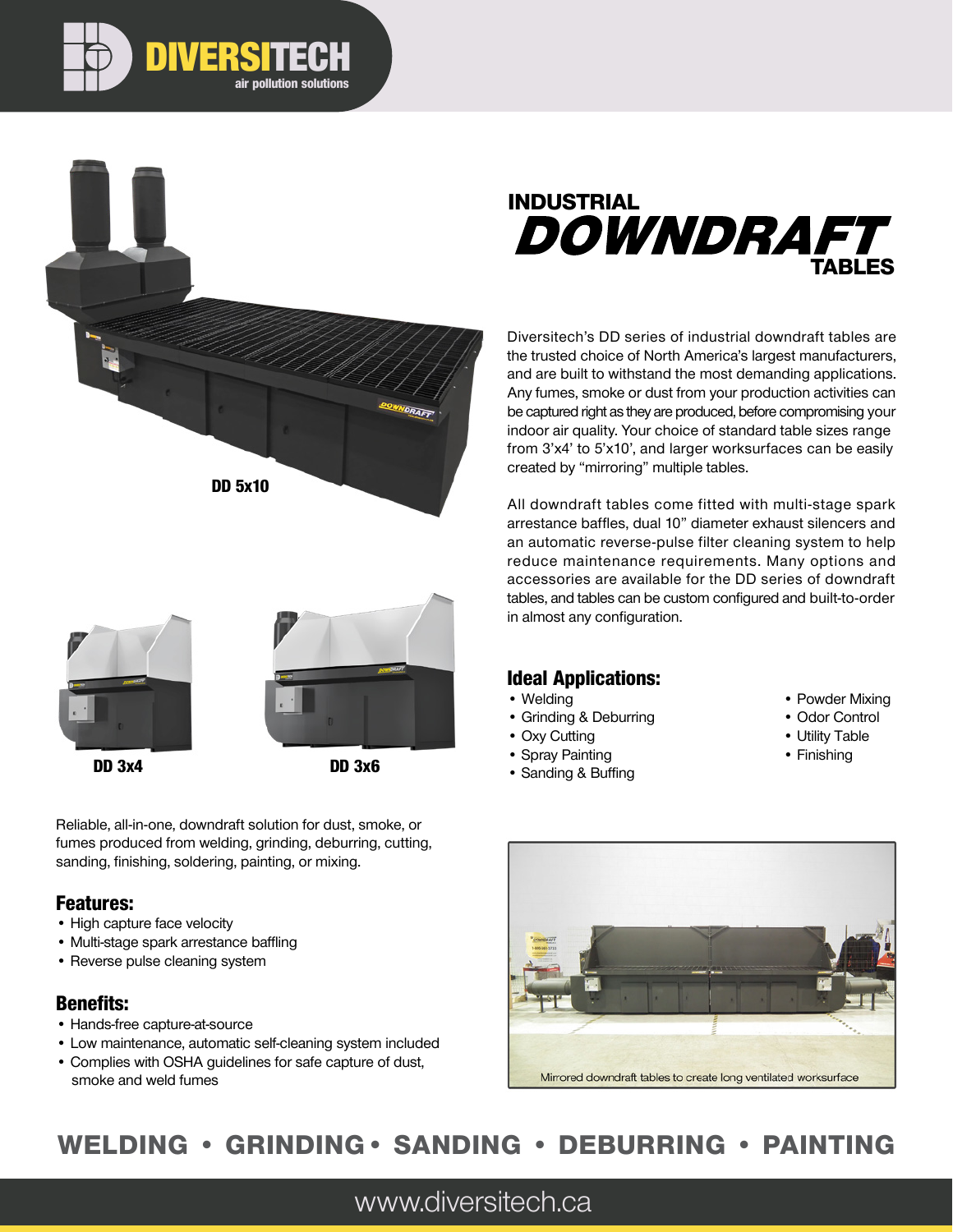# DIVERSITECH

air pollution solutions

DD 5x10

DD 3x4

DD 3x6

## INDUSTRIAL DOWNDRAFT TABLES

Diversitech's DD series of industrial downdraft tables are the trusted choice of North America's largest manufacturers, and are built to withstand the most demanding applications. Any fumes, smoke or dust from your production activities can be captured right as they are produced, before compromising your indoor air quality. Your choice of standard table sizes range from 3'x4' to 5'x10', and larger worksurfaces can be easily created by "mirroring" multiple tables.

All downdraft tables come fitted with multi-stage spark arrestance baffles, dual 10" diameter exhaust silencers and an automatic reverse-pulse filter cleaning system to help reduce maintenance requirements. Many options and accessories are available for the DD series of downdraft tables, and tables can be custom configured and built-to-order in almost any configuration.

### Ideal Applications:

- Welding
- Grinding & Deburring
- Oxy Cutting
- Spray Painting
- Sanding & Buffing
- Powder Mixing
- Odor Control
- Utility Table
- Finishing

Reliable, all-in-one, downdraft solution for dust, smoke, or fumes produced from welding, grinding, deburring, cutting, sanding, finishing, soldering, painting, or mixing.

### Features:

- High capture face velocity
- Multi-stage spark arrestance baffling
- Reverse pulse cleaning system

### Benefits:

- Hands-free capture-at-source
- Low maintenance, automatic self-cleaning system included
- Complies with OSHA guidelines for safe capture of dust, smoke and weld fumes

Mirrored downdraft tables to create long ventilated worksurface

**WELDING • GRINDING • SANDING • DEBURRING • PAINTING**

www.diversitech.ca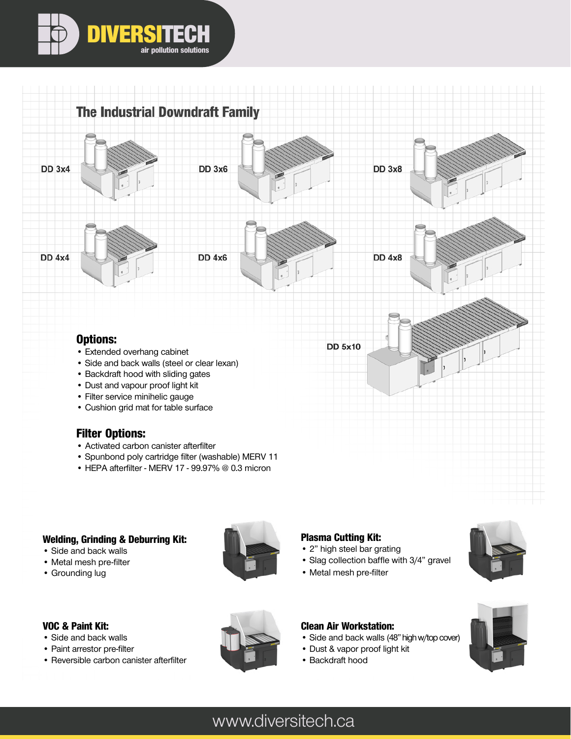## The Industrial Downdraft Family

DD 3x4

DD 3x6

DD 3x8

DD 4x4

DD 4x6

DD 4x8

DD 5x10

### Options:

- Extended overhang cabinet
- Side and back walls (steel or clear lexan)
- Backdraft hood with sliding gates
- Dust and vapour proof light kit
- Filter service minihelic gauge
- Cushion grid mat for table surface

### Filter Options:

- Activated carbon canister afterfilter
- Spunbond poly cartridge filter (washable) MERV 11
- HEPA afterfilter - MERV 17 - 99.97% @ 0.3 micron

### Welding, Grinding & Deburring Kit:

- Side and back walls
- Metal mesh pre-filter
- Grounding lug

### Plasma Cutting Kit:

- 2” high steel bar grating
- Slag collection baffle with 3/4” gravel
- Metal mesh pre-filter

### VOC & Paint Kit:

- Side and back walls
- Paint arrestor pre-filter
- Reversible carbon canister afterfilter

### Clean Air Workstation:

- Side and back walls (48” high w/top cover)
- Dust & vapor proof light kit
- Backdraft hood

www.diversitech.ca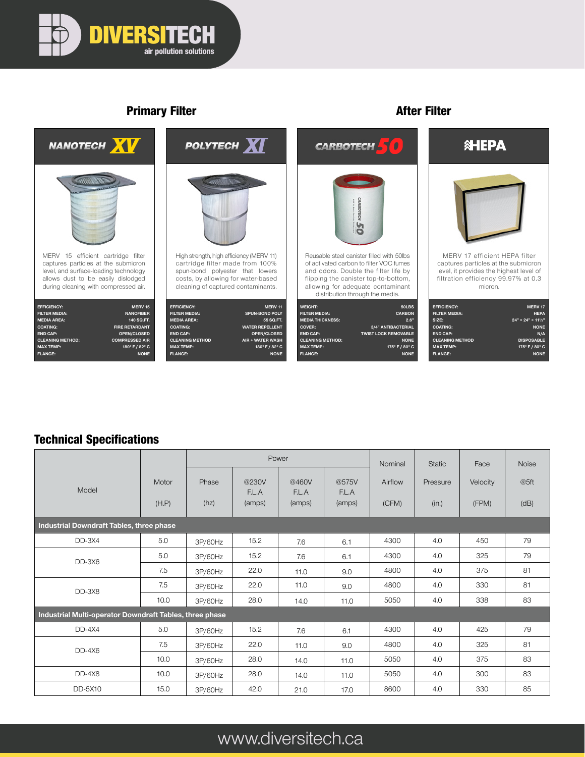DIVERSITECH
air pollution solutions

## Primary Filter

### NANOTECH XV

MERV 15 efficient cartridge filter captures particles at the submicron level, and surface-loading technology allows dust to be easily dislodged during cleaning with compressed air.

| | |
|---|---|
| EFFICIENCY: | MERV 15 |
| FILTER MEDIA: | NANOFIBER |
| MEDIA AREA: | 140 SQ.FT. |
| COATING: | FIRE RETARDANT |
| END CAP: | OPEN/CLOSED |
| CLEANING METHOD: | COMPRESSED AIR |
| MAX TEMP: | 180° F / 82° C |
| FLANGE: | NONE |

### POLYTECH XI

High strength, high efficiency (MERV 11) cartridge filter made from 100% spun-bond polyester that lowers costs, by allowing for water-based cleaning of captured contaminants.

| | |
|---|---|
| EFFICIENCY: | MERV 11 |
| FILTER MEDIA: | SPUN-BOND POLY |
| MEDIA AREA: | 55 SQ.FT. |
| COATING: | WATER REPELLENT |
| END CAP: | OPEN/CLOSED |
| CLEANING METHOD | AIR + WATER WASH |
| MAX TEMP: | 180° F / 82° C |
| FLANGE: | NONE |

## After Filter

### CARBOTECH 50

Reusable steel canister filled with 50lbs of activated carbon to filter VOC fumes and odors. Double the filter life by flipping the canister top-to-bottom, allowing for adequate contaminant distribution through the media.

| | |
|---|---|
| WEIGHT: | 50LBS |
| FILTER MEDIA: | CARBON |
| MEDIA THICKNESS: | 2.6" |
| COVER: | 3/4" ANTIBACTERIAL |
| END CAP: | TWIST LOCK REMOVABLE |
| CLEANING METHOD: | NONE |
| MAX TEMP: | 175° F / 80° C |
| FLANGE: | NONE |

### HEPA

MERV 17 efficient HEPA filter captures particles at the submicron level, it provides the highest level of filtration efficiency 99.97% at 0.3 micron.

| | |
|---|---|
| EFFICIENCY: | MERV 17 |
| FILTER MEDIA: | HEPA |
| SIZE: | 24" × 24" × 11½" |
| COATING: | NONE |
| END CAP: | N/A |
| CLEANING METHOD | DISPOSABLE |
| MAX TEMP: | 175° F / 80° C |
| FLANGE: | NONE |

## Technical Specifications

| Model | Motor (H.P) | Power | | | | Nominal Airflow (CFM) | Static Pressure (in.) | Face Velocity (FPM) | Noise @5ft (dB) |
|---|---|---|---|---|---|---|---|---|---|
| | | Phase (hz) | @230V F.L.A (amps) | @460V F.L.A (amps) | @575V F.L.A (amps) | | | | |
| **Industrial Downdraft Tables, three phase** | | | | | | | | | |
| DD-3X4 | 5.0 | 3P/60Hz | 15.2 | 7.6 | 6.1 | 4300 | 4.0 | 450 | 79 |
| DD-3X6 | 5.0 | 3P/60Hz | 15.2 | 7.6 | 6.1 | 4300 | 4.0 | 325 | 79 |
| | 7.5 | 3P/60Hz | 22.0 | 11.0 | 9.0 | 4800 | 4.0 | 375 | 81 |
| DD-3X8 | 7.5 | 3P/60Hz | 22.0 | 11.0 | 9.0 | 4800 | 4.0 | 330 | 81 |
| | 10.0 | 3P/60Hz | 28.0 | 14.0 | 11.0 | 5050 | 4.0 | 338 | 83 |
| **Industrial Multi-operator Downdraft Tables, three phase** | | | | | | | | | |
| DD-4X4 | 5.0 | 3P/60Hz | 15.2 | 7.6 | 6.1 | 4300 | 4.0 | 425 | 79 |
| DD-4X6 | 7.5 | 3P/60Hz | 22.0 | 11.0 | 9.0 | 4800 | 4.0 | 325 | 81 |
| | 10.0 | 3P/60Hz | 28.0 | 14.0 | 11.0 | 5050 | 4.0 | 375 | 83 |
| DD-4X8 | 10.0 | 3P/60Hz | 28.0 | 14.0 | 11.0 | 5050 | 4.0 | 300 | 83 |
| DD-5X10 | 15.0 | 3P/60Hz | 42.0 | 21.0 | 17.0 | 8600 | 4.0 | 330 | 85 |

www.diversitech.ca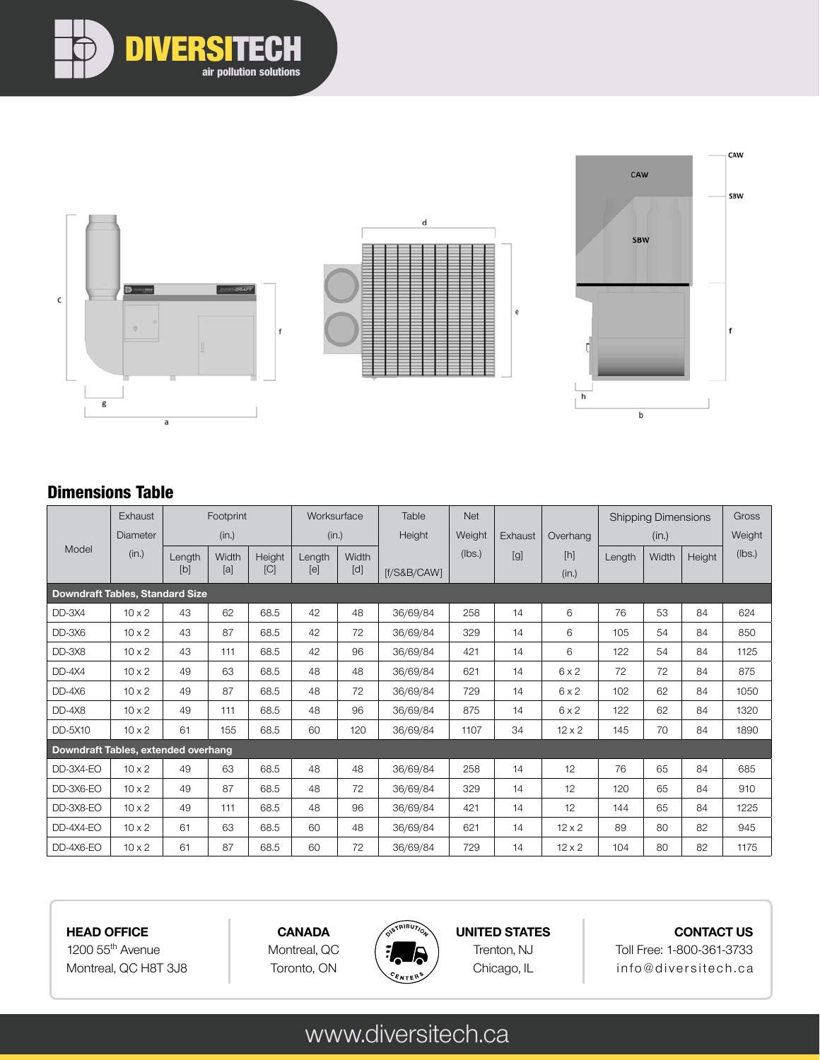DIVERSITECH
air pollution solutions

## Dimensions Table

| Model | Exhaust Diameter (in.) | Footprint (in.) | | | Worksurface (in.) | | Table Height | Net Weight (lbs.) | Exhaust [g] | Overhang [h] (in.) | Shipping Dimensions (in.) | | | Gross Weight (lbs.) |
|---|---|---|---|---|---|---|---|---|---|---|---|---|---|---|
| | | Length [b] | Width [a] | Height [C] | Length [e] | Width [d] | [f/S&B/CAW] | | | | Length | Width | Height | |
| **Downdraft Tables, Standard Size** | | | | | | | | | | | | | | |
| DD-3X4 | 10 x 2 | 43 | 62 | 68.5 | 42 | 48 | 36/69/84 | 258 | 14 | 6 | 76 | 53 | 84 | 624 |
| DD-3X6 | 10 x 2 | 43 | 87 | 68.5 | 42 | 72 | 36/69/84 | 329 | 14 | 6 | 105 | 54 | 84 | 850 |
| DD-3X8 | 10 x 2 | 43 | 111 | 68.5 | 42 | 96 | 36/69/84 | 421 | 14 | 6 | 122 | 54 | 84 | 1125 |
| DD-4X4 | 10 x 2 | 49 | 63 | 68.5 | 48 | 48 | 36/69/84 | 621 | 14 | 6 x 2 | 72 | 72 | 84 | 875 |
| DD-4X6 | 10 x 2 | 49 | 87 | 68.5 | 48 | 72 | 36/69/84 | 729 | 14 | 6 x 2 | 102 | 62 | 84 | 1050 |
| DD-4X8 | 10 x 2 | 49 | 111 | 68.5 | 48 | 96 | 36/69/84 | 875 | 14 | 6 x 2 | 122 | 62 | 84 | 1320 |
| DD-5X10 | 10 x 2 | 61 | 155 | 68.5 | 60 | 120 | 36/69/84 | 1107 | 34 | 12 x 2 | 145 | 70 | 84 | 1890 |
| **Downdraft Tables, extended overhang** | | | | | | | | | | | | | | |
| DD-3X4-EO | 10 x 2 | 49 | 63 | 68.5 | 48 | 48 | 36/69/84 | 258 | 14 | 12 | 76 | 65 | 84 | 685 |
| DD-3X6-EO | 10 x 2 | 49 | 87 | 68.5 | 48 | 72 | 36/69/84 | 329 | 14 | 12 | 120 | 65 | 84 | 910 |
| DD-3X8-EO | 10 x 2 | 49 | 111 | 68.5 | 48 | 96 | 36/69/84 | 421 | 14 | 12 | 144 | 65 | 84 | 1225 |
| DD-4X4-EO | 10 x 2 | 61 | 63 | 68.5 | 60 | 48 | 36/69/84 | 621 | 14 | 12 x 2 | 89 | 80 | 82 | 945 |
| DD-4X6-EO | 10 x 2 | 61 | 87 | 68.5 | 60 | 72 | 36/69/84 | 729 | 14 | 12 x 2 | 104 | 80 | 82 | 1175 |

**HEAD OFFICE**
1200 55th Avenue
Montreal, QC H8T 3J8

**CANADA**
Montreal, QC
Toronto, ON

**UNITED STATES**
Trenton, NJ
Chicago, IL

**CONTACT US**
Toll Free: 1-800-361-3733
info@diversitech.ca

www.diversitech.ca